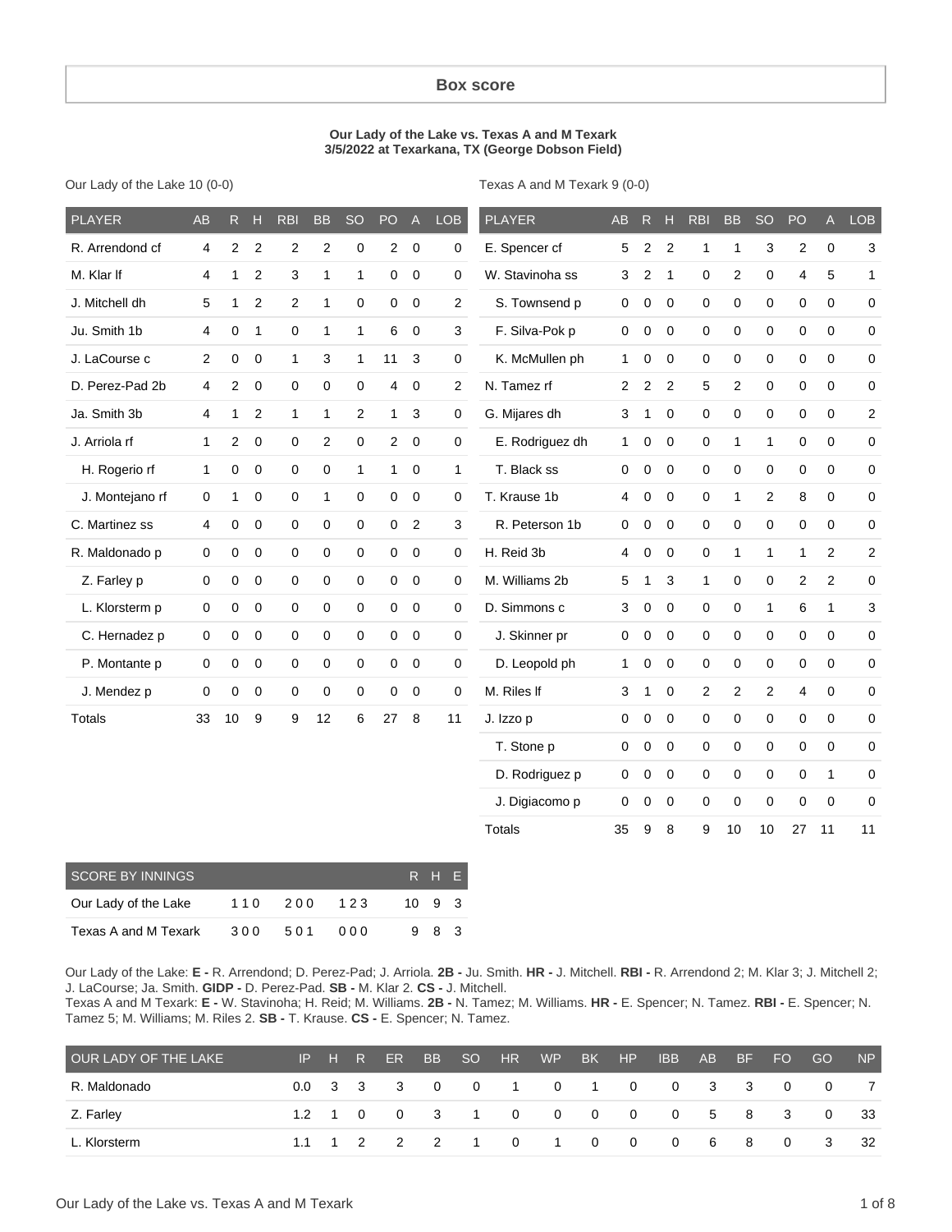# Box score

**Our Lady of the Lake vs. Texas A and M Texark**
**3/5/2022 at Texarkana, TX (George Dobson Field)**

Our Lady of the Lake 10 (0-0)

| PLAYER | AB | R | H | RBI | BB | SO | PO | A | LOB |
|---|---|---|---|---|---|---|---|---|---|
| R. Arrendond cf | 4 | 2 | 2 | 2 | 2 | 0 | 2 | 0 | 0 |
| M. Klar lf | 4 | 1 | 2 | 3 | 1 | 1 | 0 | 0 | 0 |
| J. Mitchell dh | 5 | 1 | 2 | 2 | 1 | 0 | 0 | 0 | 2 |
| Ju. Smith 1b | 4 | 0 | 1 | 0 | 1 | 1 | 6 | 0 | 3 |
| J. LaCourse c | 2 | 0 | 0 | 1 | 3 | 1 | 11 | 3 | 0 |
| D. Perez-Pad 2b | 4 | 2 | 0 | 0 | 0 | 0 | 4 | 0 | 2 |
| Ja. Smith 3b | 4 | 1 | 2 | 1 | 1 | 2 | 1 | 3 | 0 |
| J. Arriola rf | 1 | 2 | 0 | 0 | 2 | 0 | 2 | 0 | 0 |
| H. Rogerio rf | 1 | 0 | 0 | 0 | 0 | 1 | 1 | 0 | 1 |
| J. Montejano rf | 0 | 1 | 0 | 0 | 1 | 0 | 0 | 0 | 0 |
| C. Martinez ss | 4 | 0 | 0 | 0 | 0 | 0 | 0 | 2 | 3 |
| R. Maldonado p | 0 | 0 | 0 | 0 | 0 | 0 | 0 | 0 | 0 |
| Z. Farley p | 0 | 0 | 0 | 0 | 0 | 0 | 0 | 0 | 0 |
| L. Klorsterm p | 0 | 0 | 0 | 0 | 0 | 0 | 0 | 0 | 0 |
| C. Hernadez p | 0 | 0 | 0 | 0 | 0 | 0 | 0 | 0 | 0 |
| P. Montante p | 0 | 0 | 0 | 0 | 0 | 0 | 0 | 0 | 0 |
| J. Mendez p | 0 | 0 | 0 | 0 | 0 | 0 | 0 | 0 | 0 |
| Totals | 33 | 10 | 9 | 9 | 12 | 6 | 27 | 8 | 11 |

Texas A and M Texark 9 (0-0)

| PLAYER | AB | R | H | RBI | BB | SO | PO | A | LOB |
|---|---|---|---|---|---|---|---|---|---|
| E. Spencer cf | 5 | 2 | 2 | 1 | 1 | 3 | 2 | 0 | 3 |
| W. Stavinoha ss | 3 | 2 | 1 | 0 | 2 | 0 | 4 | 5 | 1 |
| S. Townsend p | 0 | 0 | 0 | 0 | 0 | 0 | 0 | 0 | 0 |
| F. Silva-Pok p | 0 | 0 | 0 | 0 | 0 | 0 | 0 | 0 | 0 |
| K. McMullen ph | 1 | 0 | 0 | 0 | 0 | 0 | 0 | 0 | 0 |
| N. Tamez rf | 2 | 2 | 2 | 5 | 2 | 0 | 0 | 0 | 0 |
| G. Mijares dh | 3 | 1 | 0 | 0 | 0 | 0 | 0 | 0 | 2 |
| E. Rodriguez dh | 1 | 0 | 0 | 0 | 1 | 1 | 0 | 0 | 0 |
| T. Black ss | 0 | 0 | 0 | 0 | 0 | 0 | 0 | 0 | 0 |
| T. Krause 1b | 4 | 0 | 0 | 0 | 1 | 2 | 8 | 0 | 0 |
| R. Peterson 1b | 0 | 0 | 0 | 0 | 0 | 0 | 0 | 0 | 0 |
| H. Reid 3b | 4 | 0 | 0 | 0 | 1 | 1 | 1 | 2 | 2 |
| M. Williams 2b | 5 | 1 | 3 | 1 | 0 | 0 | 2 | 2 | 0 |
| D. Simmons c | 3 | 0 | 0 | 0 | 0 | 1 | 6 | 1 | 3 |
| J. Skinner pr | 0 | 0 | 0 | 0 | 0 | 0 | 0 | 0 | 0 |
| D. Leopold ph | 1 | 0 | 0 | 0 | 0 | 0 | 0 | 0 | 0 |
| M. Riles lf | 3 | 1 | 0 | 2 | 2 | 2 | 4 | 0 | 0 |
| J. Izzo p | 0 | 0 | 0 | 0 | 0 | 0 | 0 | 0 | 0 |
| T. Stone p | 0 | 0 | 0 | 0 | 0 | 0 | 0 | 0 | 0 |
| D. Rodriguez p | 0 | 0 | 0 | 0 | 0 | 0 | 0 | 1 | 0 |
| J. Digiacomo p | 0 | 0 | 0 | 0 | 0 | 0 | 0 | 0 | 0 |
| Totals | 35 | 9 | 8 | 9 | 10 | 10 | 27 | 11 | 11 |

| SCORE BY INNINGS | | | | R | H | E |
|---|---|---|---|---|---|---|
| Our Lady of the Lake | 110 | 200 | 123 | 10 | 9 | 3 |
| Texas A and M Texark | 300 | 501 | 000 | 9 | 8 | 3 |

Our Lady of the Lake: **E -** R. Arrendond; D. Perez-Pad; J. Arriola. **2B -** Ju. Smith. **HR -** J. Mitchell. **RBI -** R. Arrendond 2; M. Klar 3; J. Mitchell 2; J. LaCourse; Ja. Smith. **GIDP -** D. Perez-Pad. **SB -** M. Klar 2. **CS -** J. Mitchell.
Texas A and M Texark: **E -** W. Stavinoha; H. Reid; M. Williams. **2B -** N. Tamez; M. Williams. **HR -** E. Spencer; N. Tamez. **RBI -** E. Spencer; N. Tamez 5; M. Williams; M. Riles 2. **SB -** T. Krause. **CS -** E. Spencer; N. Tamez.

| OUR LADY OF THE LAKE | IP | H | R | ER | BB | SO | HR | WP | BK | HP | IBB | AB | BF | FO | GO | NP |
|---|---|---|---|---|---|---|---|---|---|---|---|---|---|---|---|---|
| R. Maldonado | 0.0 | 3 | 3 | 3 | 0 | 0 | 1 | 0 | 1 | 0 | 0 | 3 | 3 | 0 | 0 | 7 |
| Z. Farley | 1.2 | 1 | 0 | 0 | 3 | 1 | 0 | 0 | 0 | 0 | 0 | 5 | 8 | 3 | 0 | 33 |
| L. Klorsterm | 1.1 | 1 | 2 | 2 | 2 | 1 | 0 | 1 | 0 | 0 | 0 | 6 | 8 | 0 | 3 | 32 |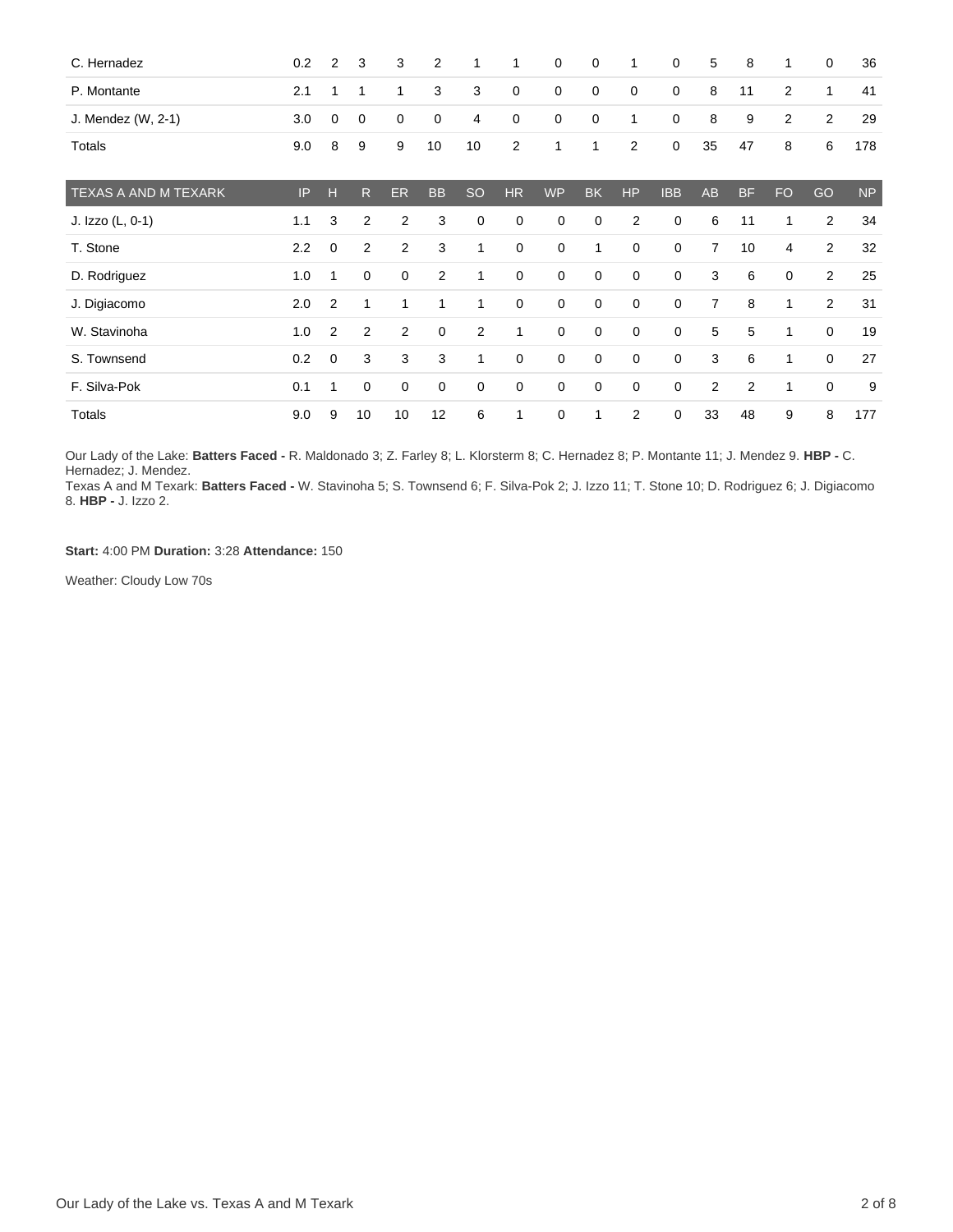| | IP | H | R | ER | BB | SO | HR | WP | BK | HP | IBB | AB | BF | FO | GO | NP |
|---|---|---|---|---|---|---|---|---|---|---|---|---|---|---|---|---|
| C. Hernadez | 0.2 | 2 | 3 | 3 | 2 | 1 | 1 | 0 | 0 | 1 | 0 | 5 | 8 | 1 | 0 | 36 |
| P. Montante | 2.1 | 1 | 1 | 1 | 3 | 3 | 0 | 0 | 0 | 0 | 0 | 8 | 11 | 2 | 1 | 41 |
| J. Mendez (W, 2-1) | 3.0 | 0 | 0 | 0 | 0 | 4 | 0 | 0 | 0 | 1 | 0 | 8 | 9 | 2 | 2 | 29 |
| Totals | 9.0 | 8 | 9 | 9 | 10 | 10 | 2 | 1 | 1 | 2 | 0 | 35 | 47 | 8 | 6 | 178 |

| TEXAS A AND M TEXARK | IP | H | R | ER | BB | SO | HR | WP | BK | HP | IBB | AB | BF | FO | GO | NP |
|---|---|---|---|---|---|---|---|---|---|---|---|---|---|---|---|---|
| J. Izzo (L, 0-1) | 1.1 | 3 | 2 | 2 | 3 | 0 | 0 | 0 | 0 | 2 | 0 | 6 | 11 | 1 | 2 | 34 |
| T. Stone | 2.2 | 0 | 2 | 2 | 3 | 1 | 0 | 0 | 1 | 0 | 0 | 7 | 10 | 4 | 2 | 32 |
| D. Rodriguez | 1.0 | 1 | 0 | 0 | 2 | 1 | 0 | 0 | 0 | 0 | 0 | 3 | 6 | 0 | 2 | 25 |
| J. Digiacomo | 2.0 | 2 | 1 | 1 | 1 | 1 | 0 | 0 | 0 | 0 | 0 | 7 | 8 | 1 | 2 | 31 |
| W. Stavinoha | 1.0 | 2 | 2 | 2 | 0 | 2 | 1 | 0 | 0 | 0 | 0 | 5 | 5 | 1 | 0 | 19 |
| S. Townsend | 0.2 | 0 | 3 | 3 | 3 | 1 | 0 | 0 | 0 | 0 | 0 | 3 | 6 | 1 | 0 | 27 |
| F. Silva-Pok | 0.1 | 1 | 0 | 0 | 0 | 0 | 0 | 0 | 0 | 0 | 0 | 2 | 2 | 1 | 0 | 9 |
| Totals | 9.0 | 9 | 10 | 10 | 12 | 6 | 1 | 0 | 1 | 2 | 0 | 33 | 48 | 9 | 8 | 177 |

Our Lady of the Lake: **Batters Faced -** R. Maldonado 3; Z. Farley 8; L. Klorsterm 8; C. Hernadez 8; P. Montante 11; J. Mendez 9. **HBP -** C. Hernadez; J. Mendez.
Texas A and M Texark: **Batters Faced -** W. Stavinoha 5; S. Townsend 6; F. Silva-Pok 2; J. Izzo 11; T. Stone 10; D. Rodriguez 6; J. Digiacomo 8. **HBP -** J. Izzo 2.

**Start:** 4:00 PM **Duration:** 3:28 **Attendance:** 150

Weather: Cloudy Low 70s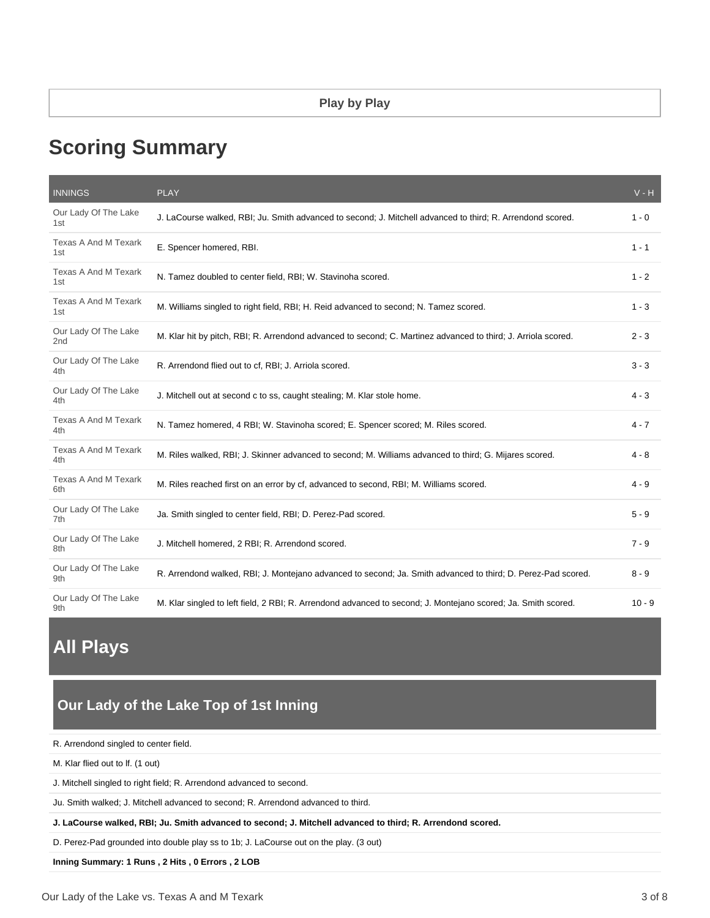Play by Play

# Scoring Summary

| INNINGS | PLAY | V - H |
|---|---|---|
| Our Lady Of The Lake 1st | J. LaCourse walked, RBI; Ju. Smith advanced to second; J. Mitchell advanced to third; R. Arrendond scored. | 1 - 0 |
| Texas A And M Texark 1st | E. Spencer homered, RBI. | 1 - 1 |
| Texas A And M Texark 1st | N. Tamez doubled to center field, RBI; W. Stavinoha scored. | 1 - 2 |
| Texas A And M Texark 1st | M. Williams singled to right field, RBI; H. Reid advanced to second; N. Tamez scored. | 1 - 3 |
| Our Lady Of The Lake 2nd | M. Klar hit by pitch, RBI; R. Arrendond advanced to second; C. Martinez advanced to third; J. Arriola scored. | 2 - 3 |
| Our Lady Of The Lake 4th | R. Arrendond flied out to cf, RBI; J. Arriola scored. | 3 - 3 |
| Our Lady Of The Lake 4th | J. Mitchell out at second c to ss, caught stealing; M. Klar stole home. | 4 - 3 |
| Texas A And M Texark 4th | N. Tamez homered, 4 RBI; W. Stavinoha scored; E. Spencer scored; M. Riles scored. | 4 - 7 |
| Texas A And M Texark 4th | M. Riles walked, RBI; J. Skinner advanced to second; M. Williams advanced to third; G. Mijares scored. | 4 - 8 |
| Texas A And M Texark 6th | M. Riles reached first on an error by cf, advanced to second, RBI; M. Williams scored. | 4 - 9 |
| Our Lady Of The Lake 7th | Ja. Smith singled to center field, RBI; D. Perez-Pad scored. | 5 - 9 |
| Our Lady Of The Lake 8th | J. Mitchell homered, 2 RBI; R. Arrendond scored. | 7 - 9 |
| Our Lady Of The Lake 9th | R. Arrendond walked, RBI; J. Montejano advanced to second; Ja. Smith advanced to third; D. Perez-Pad scored. | 8 - 9 |
| Our Lady Of The Lake 9th | M. Klar singled to left field, 2 RBI; R. Arrendond advanced to second; J. Montejano scored; Ja. Smith scored. | 10 - 9 |

# All Plays

## Our Lady of the Lake Top of 1st Inning

R. Arrendond singled to center field.

M. Klar flied out to lf. (1 out)

J. Mitchell singled to right field; R. Arrendond advanced to second.

Ju. Smith walked; J. Mitchell advanced to second; R. Arrendond advanced to third.

**J. LaCourse walked, RBI; Ju. Smith advanced to second; J. Mitchell advanced to third; R. Arrendond scored.**

D. Perez-Pad grounded into double play ss to 1b; J. LaCourse out on the play. (3 out)

**Inning Summary: 1 Runs , 2 Hits , 0 Errors , 2 LOB**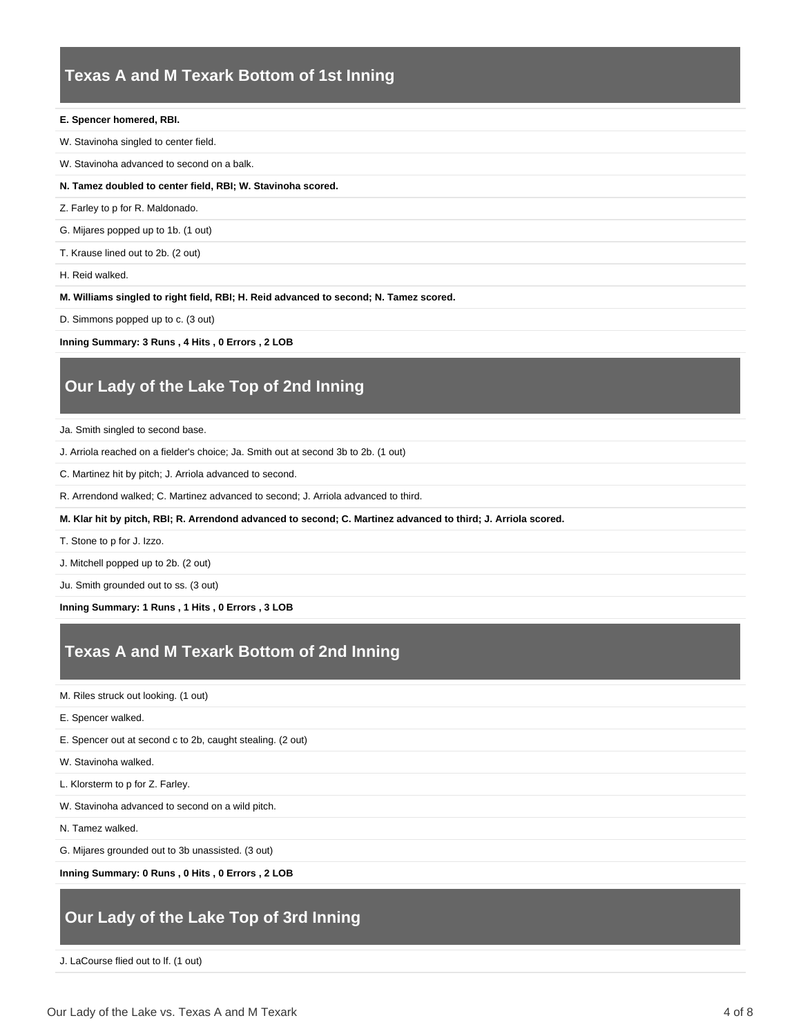## Texas A and M Texark Bottom of 1st Inning

**E. Spencer homered, RBI.**

W. Stavinoha singled to center field.

W. Stavinoha advanced to second on a balk.

**N. Tamez doubled to center field, RBI; W. Stavinoha scored.**

Z. Farley to p for R. Maldonado.

G. Mijares popped up to 1b. (1 out)

T. Krause lined out to 2b. (2 out)

H. Reid walked.

**M. Williams singled to right field, RBI; H. Reid advanced to second; N. Tamez scored.**

D. Simmons popped up to c. (3 out)

**Inning Summary: 3 Runs , 4 Hits , 0 Errors , 2 LOB**

## Our Lady of the Lake Top of 2nd Inning

Ja. Smith singled to second base.

J. Arriola reached on a fielder's choice; Ja. Smith out at second 3b to 2b. (1 out)

C. Martinez hit by pitch; J. Arriola advanced to second.

R. Arrendond walked; C. Martinez advanced to second; J. Arriola advanced to third.

**M. Klar hit by pitch, RBI; R. Arrendond advanced to second; C. Martinez advanced to third; J. Arriola scored.**

T. Stone to p for J. Izzo.

J. Mitchell popped up to 2b. (2 out)

Ju. Smith grounded out to ss. (3 out)

**Inning Summary: 1 Runs , 1 Hits , 0 Errors , 3 LOB**

## Texas A and M Texark Bottom of 2nd Inning

M. Riles struck out looking. (1 out)

E. Spencer walked.

E. Spencer out at second c to 2b, caught stealing. (2 out)

W. Stavinoha walked.

L. Klorsterm to p for Z. Farley.

W. Stavinoha advanced to second on a wild pitch.

N. Tamez walked.

G. Mijares grounded out to 3b unassisted. (3 out)

**Inning Summary: 0 Runs , 0 Hits , 0 Errors , 2 LOB**

## Our Lady of the Lake Top of 3rd Inning

J. LaCourse flied out to lf. (1 out)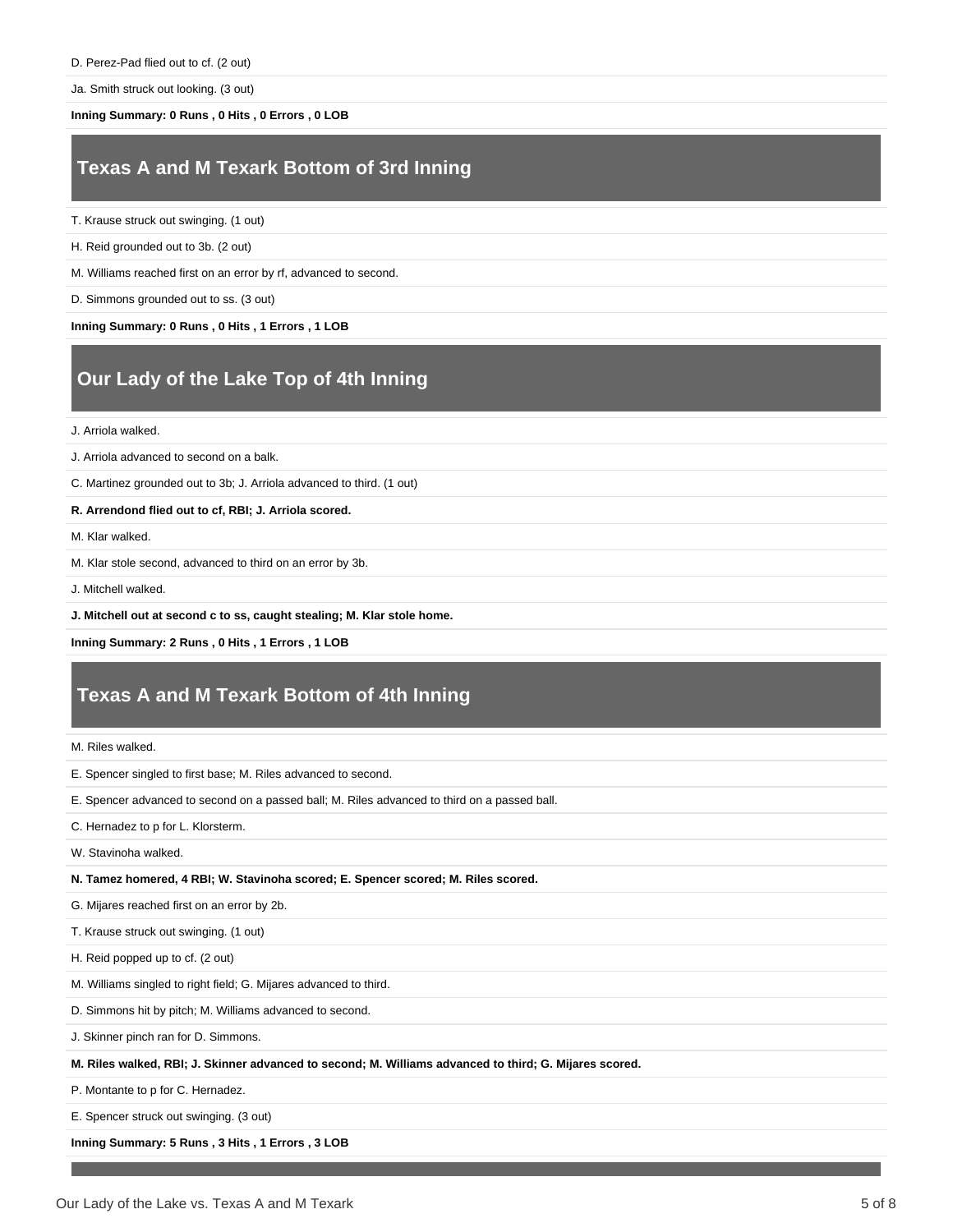D. Perez-Pad flied out to cf. (2 out)

Ja. Smith struck out looking. (3 out)

**Inning Summary: 0 Runs , 0 Hits , 0 Errors , 0 LOB**

## Texas A and M Texark Bottom of 3rd Inning

T. Krause struck out swinging. (1 out)

H. Reid grounded out to 3b. (2 out)

M. Williams reached first on an error by rf, advanced to second.

D. Simmons grounded out to ss. (3 out)

**Inning Summary: 0 Runs , 0 Hits , 1 Errors , 1 LOB**

## Our Lady of the Lake Top of 4th Inning

J. Arriola walked.

J. Arriola advanced to second on a balk.

C. Martinez grounded out to 3b; J. Arriola advanced to third. (1 out)

**R. Arrendond flied out to cf, RBI; J. Arriola scored.**

M. Klar walked.

M. Klar stole second, advanced to third on an error by 3b.

J. Mitchell walked.

**J. Mitchell out at second c to ss, caught stealing; M. Klar stole home.**

**Inning Summary: 2 Runs , 0 Hits , 1 Errors , 1 LOB**

## Texas A and M Texark Bottom of 4th Inning

M. Riles walked.

E. Spencer singled to first base; M. Riles advanced to second.

E. Spencer advanced to second on a passed ball; M. Riles advanced to third on a passed ball.

C. Hernadez to p for L. Klorsterm.

W. Stavinoha walked.

**N. Tamez homered, 4 RBI; W. Stavinoha scored; E. Spencer scored; M. Riles scored.**

G. Mijares reached first on an error by 2b.

T. Krause struck out swinging. (1 out)

H. Reid popped up to cf. (2 out)

M. Williams singled to right field; G. Mijares advanced to third.

D. Simmons hit by pitch; M. Williams advanced to second.

J. Skinner pinch ran for D. Simmons.

**M. Riles walked, RBI; J. Skinner advanced to second; M. Williams advanced to third; G. Mijares scored.**

P. Montante to p for C. Hernadez.

E. Spencer struck out swinging. (3 out)

**Inning Summary: 5 Runs , 3 Hits , 1 Errors , 3 LOB**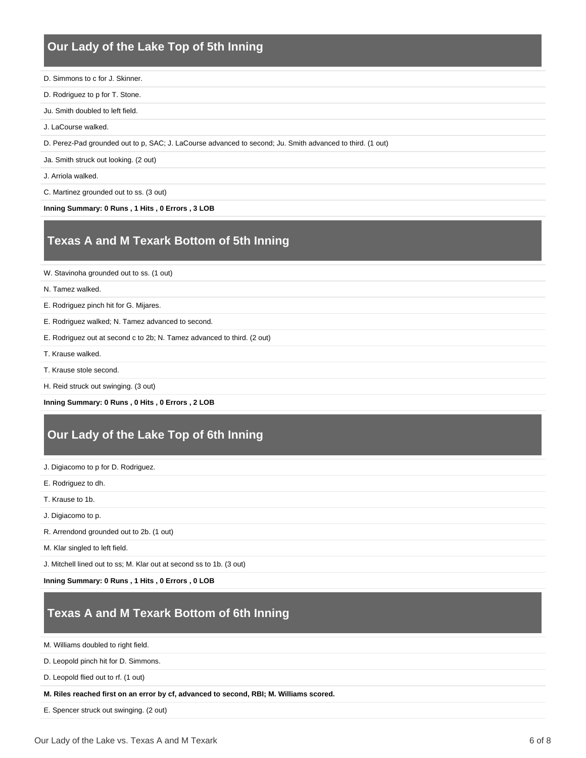## Our Lady of the Lake Top of 5th Inning

D. Simmons to c for J. Skinner.

D. Rodriguez to p for T. Stone.

Ju. Smith doubled to left field.

J. LaCourse walked.

D. Perez-Pad grounded out to p, SAC; J. LaCourse advanced to second; Ju. Smith advanced to third. (1 out)

Ja. Smith struck out looking. (2 out)

J. Arriola walked.

C. Martinez grounded out to ss. (3 out)

**Inning Summary: 0 Runs , 1 Hits , 0 Errors , 3 LOB**

## Texas A and M Texark Bottom of 5th Inning

W. Stavinoha grounded out to ss. (1 out)

N. Tamez walked.

E. Rodriguez pinch hit for G. Mijares.

E. Rodriguez walked; N. Tamez advanced to second.

E. Rodriguez out at second c to 2b; N. Tamez advanced to third. (2 out)

T. Krause walked.

T. Krause stole second.

H. Reid struck out swinging. (3 out)

**Inning Summary: 0 Runs , 0 Hits , 0 Errors , 2 LOB**

## Our Lady of the Lake Top of 6th Inning

J. Digiacomo to p for D. Rodriguez.

E. Rodriguez to dh.

T. Krause to 1b.

J. Digiacomo to p.

R. Arrendond grounded out to 2b. (1 out)

M. Klar singled to left field.

J. Mitchell lined out to ss; M. Klar out at second ss to 1b. (3 out)

**Inning Summary: 0 Runs , 1 Hits , 0 Errors , 0 LOB**

## Texas A and M Texark Bottom of 6th Inning

M. Williams doubled to right field.

D. Leopold pinch hit for D. Simmons.

D. Leopold flied out to rf. (1 out)

**M. Riles reached first on an error by cf, advanced to second, RBI; M. Williams scored.**

E. Spencer struck out swinging. (2 out)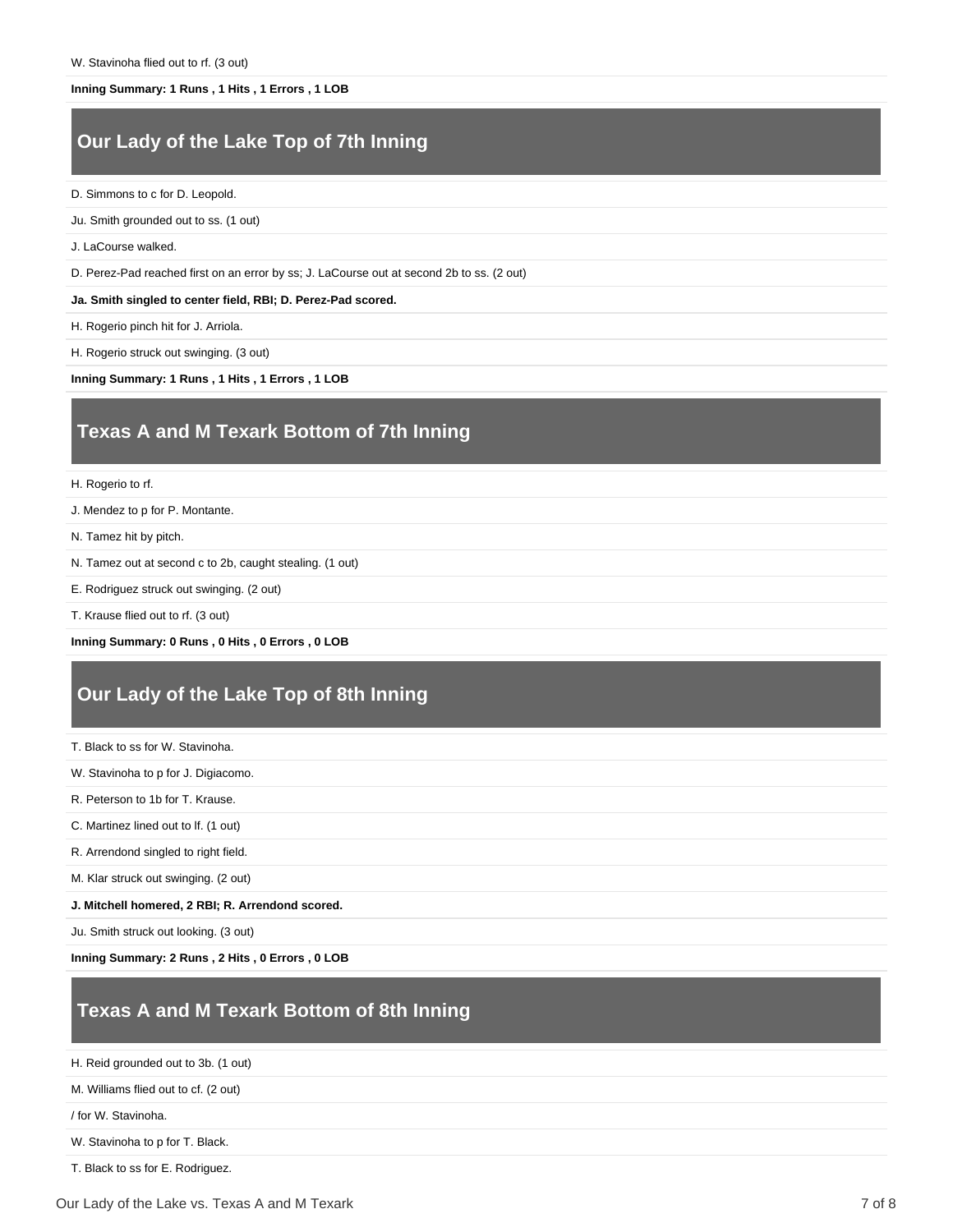W. Stavinoha flied out to rf. (3 out)

**Inning Summary: 1 Runs , 1 Hits , 1 Errors , 1 LOB**

## Our Lady of the Lake Top of 7th Inning

D. Simmons to c for D. Leopold.

Ju. Smith grounded out to ss. (1 out)

J. LaCourse walked.

D. Perez-Pad reached first on an error by ss; J. LaCourse out at second 2b to ss. (2 out)

**Ja. Smith singled to center field, RBI; D. Perez-Pad scored.**

H. Rogerio pinch hit for J. Arriola.

H. Rogerio struck out swinging. (3 out)

**Inning Summary: 1 Runs , 1 Hits , 1 Errors , 1 LOB**

## Texas A and M Texark Bottom of 7th Inning

H. Rogerio to rf.

J. Mendez to p for P. Montante.

N. Tamez hit by pitch.

N. Tamez out at second c to 2b, caught stealing. (1 out)

E. Rodriguez struck out swinging. (2 out)

T. Krause flied out to rf. (3 out)

**Inning Summary: 0 Runs , 0 Hits , 0 Errors , 0 LOB**

## Our Lady of the Lake Top of 8th Inning

T. Black to ss for W. Stavinoha.

W. Stavinoha to p for J. Digiacomo.

R. Peterson to 1b for T. Krause.

C. Martinez lined out to lf. (1 out)

R. Arrendond singled to right field.

M. Klar struck out swinging. (2 out)

**J. Mitchell homered, 2 RBI; R. Arrendond scored.**

Ju. Smith struck out looking. (3 out)

**Inning Summary: 2 Runs , 2 Hits , 0 Errors , 0 LOB**

## Texas A and M Texark Bottom of 8th Inning

H. Reid grounded out to 3b. (1 out)

M. Williams flied out to cf. (2 out)

/ for W. Stavinoha.

W. Stavinoha to p for T. Black.

T. Black to ss for E. Rodriguez.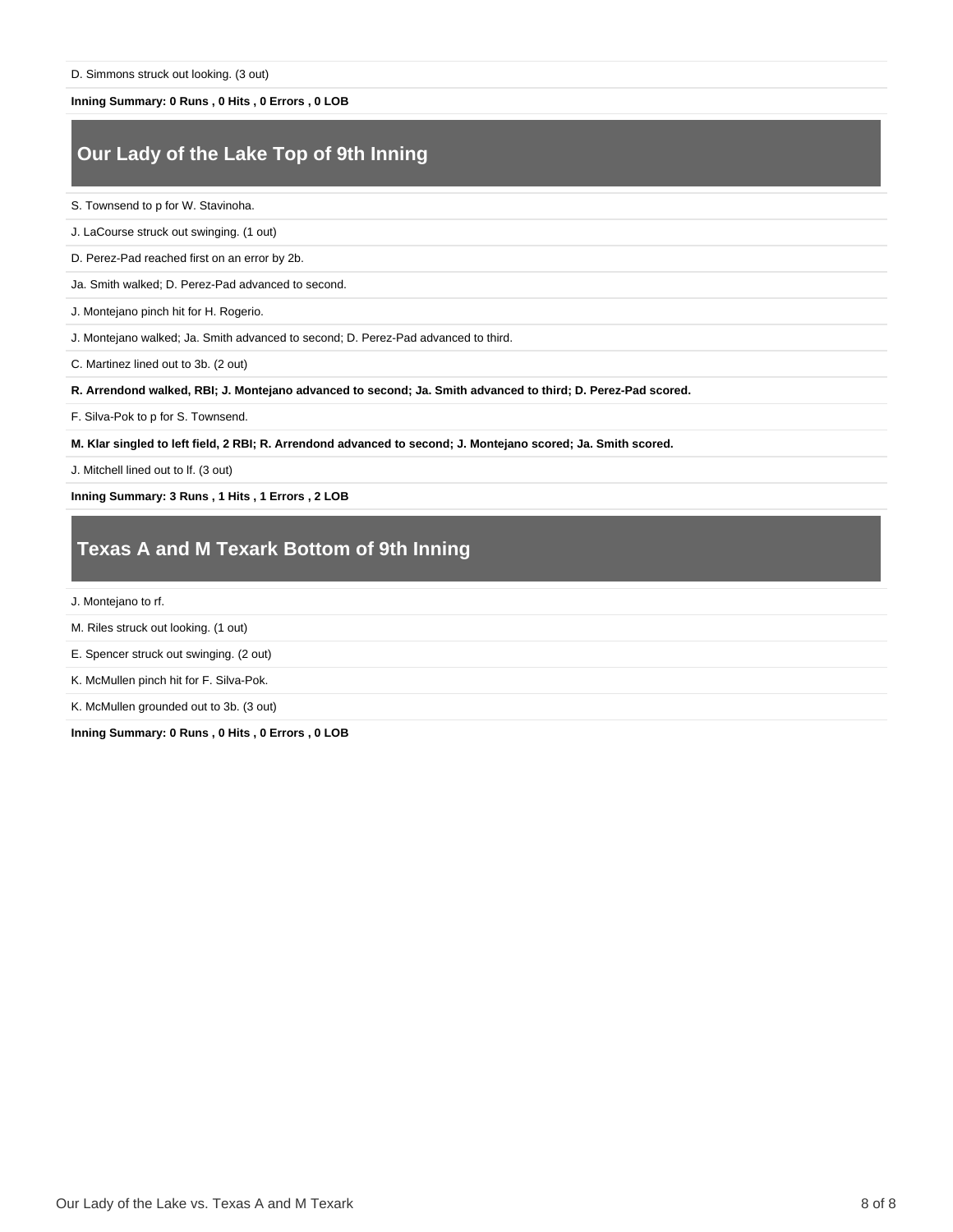D. Simmons struck out looking. (3 out)

**Inning Summary: 0 Runs , 0 Hits , 0 Errors , 0 LOB**

## Our Lady of the Lake Top of 9th Inning

S. Townsend to p for W. Stavinoha.

J. LaCourse struck out swinging. (1 out)

D. Perez-Pad reached first on an error by 2b.

Ja. Smith walked; D. Perez-Pad advanced to second.

J. Montejano pinch hit for H. Rogerio.

J. Montejano walked; Ja. Smith advanced to second; D. Perez-Pad advanced to third.

C. Martinez lined out to 3b. (2 out)

**R. Arrendond walked, RBI; J. Montejano advanced to second; Ja. Smith advanced to third; D. Perez-Pad scored.**

F. Silva-Pok to p for S. Townsend.

**M. Klar singled to left field, 2 RBI; R. Arrendond advanced to second; J. Montejano scored; Ja. Smith scored.**

J. Mitchell lined out to lf. (3 out)

**Inning Summary: 3 Runs , 1 Hits , 1 Errors , 2 LOB**

## Texas A and M Texark Bottom of 9th Inning

J. Montejano to rf.

M. Riles struck out looking. (1 out)

E. Spencer struck out swinging. (2 out)

K. McMullen pinch hit for F. Silva-Pok.

K. McMullen grounded out to 3b. (3 out)

**Inning Summary: 0 Runs , 0 Hits , 0 Errors , 0 LOB**